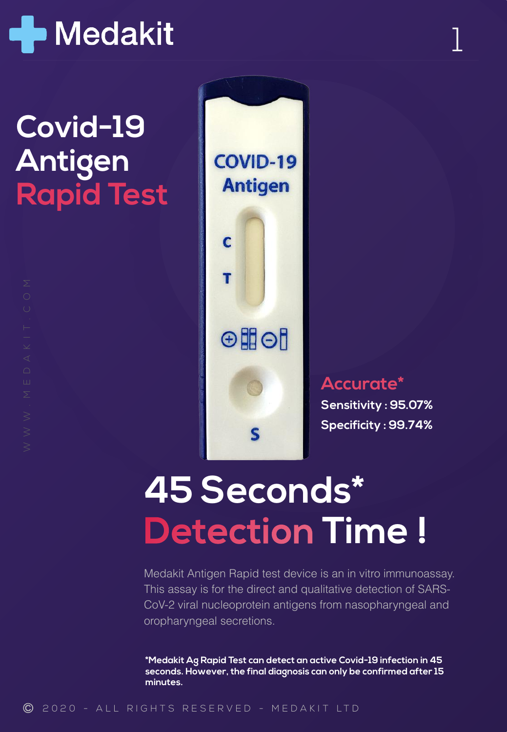# Medakit

# Covid-19 Antigen Rapid Test

**Accurate***

**Sensitivity : 95.07%**

**Specificity : 99.74%**

## 45 Seconds* Detection Time !

Medakit Antigen Rapid test device is an in vitro immunoassay. This assay is for the direct and qualitative detection of SARS-CoV-2 viral nucleoprotein antigens from nasopharyngeal and oropharyngeal secretions.

**\*Medakit Ag Rapid Test can detect an active Covid-19 infection in 45 seconds. However, the final diagnosis can only be confirmed after 15 minutes.**

WWW.MEDAKIT.COM

© 2020 - ALL RIGHTS RESERVED - MEDAKIT LTD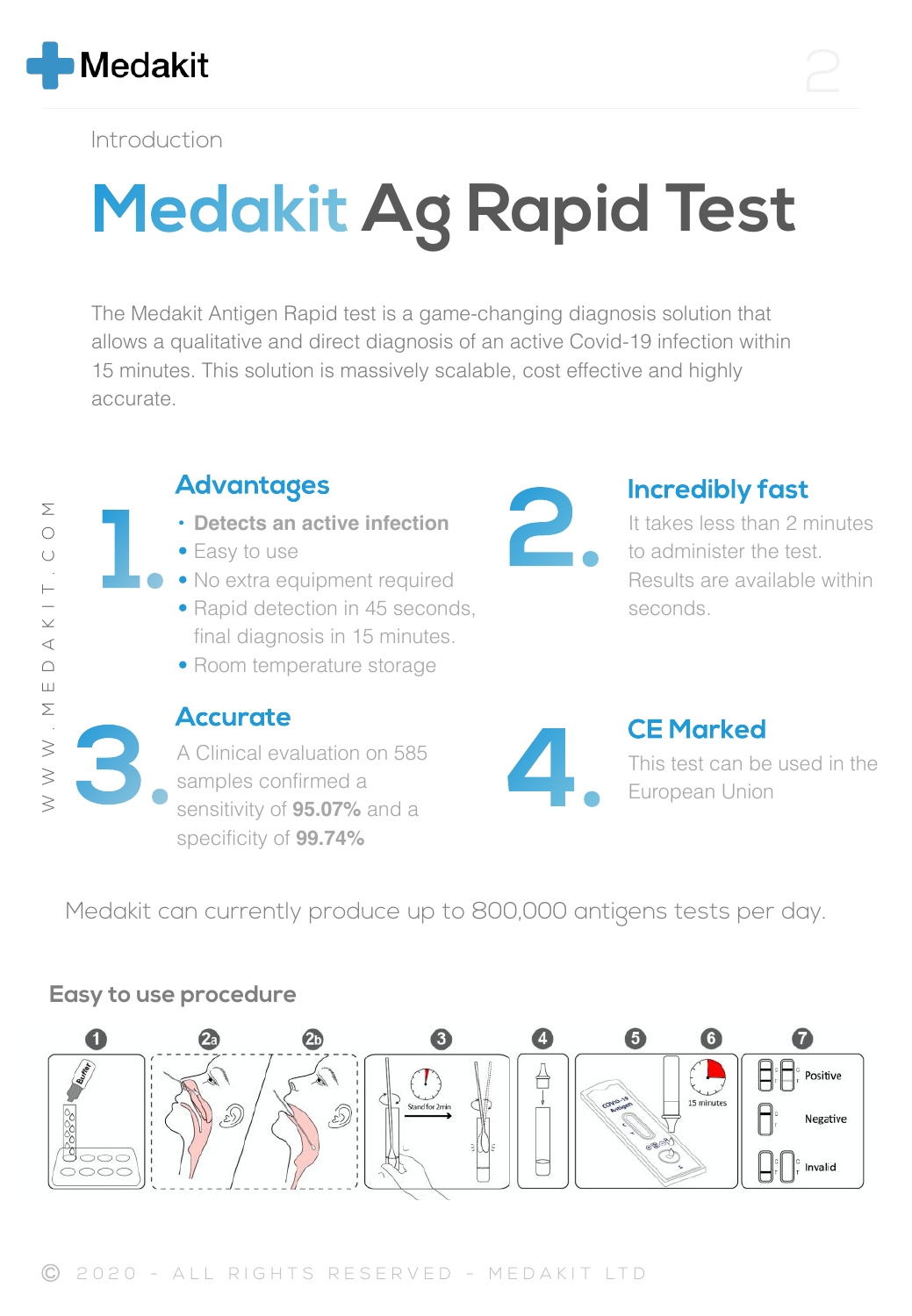Introduction

# Medakit Ag Rapid Test

The Medakit Antigen Rapid test is a game-changing diagnosis solution that allows a qualitative and direct diagnosis of an active Covid-19 infection within 15 minutes. This solution is massively scalable, cost effective and highly accurate.

## 1. Advantages

- **Detects an active infection**
- Easy to use
- No extra equipment required
- Rapid detection in 45 seconds, final diagnosis in 15 minutes.
- Room temperature storage

## 2. Incredibly fast

It takes less than 2 minutes to administer the test. Results are available within seconds.

## 3. Accurate

A Clinical evaluation on 585 samples confirmed a sensitivity of **95.07%** and a specificity of **99.74%**

## 4. CE Marked

This test can be used in the European Union

Medakit can currently produce up to 800,000 antigens tests per day.

## Easy to use procedure

1 · 2a · 2b · 3 (Stand for 2min) · 4 · 5 · 6 (15 minutes) · 7 (Positive, Negative, Invalid)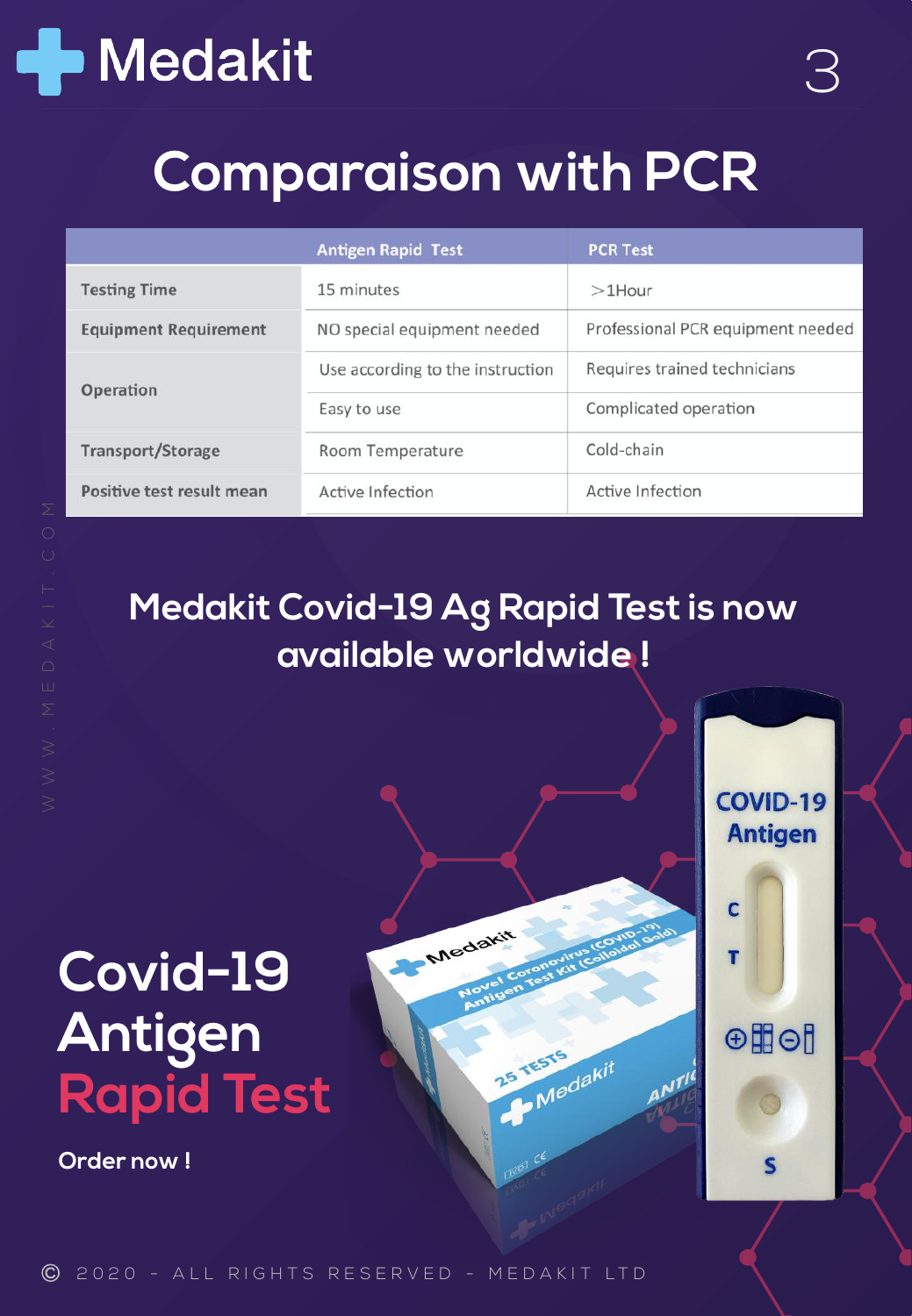# Medakit

## Comparaison with PCR

| | Antigen Rapid Test | PCR Test |
|---|---|---|
| Testing Time | 15 minutes | >1Hour |
| Equipment Requirement | NO special equipment needed | Professional PCR equipment needed |
| Operation | Use according to the instruction | Requires trained technicians |
| | Easy to use | Complicated operation |
| Transport/Storage | Room Temperature | Cold-chain |
| Positive test result mean | Active Infection | Active Infection |

**Medakit Covid-19 Ag Rapid Test is now available worldwide !**

# Covid-19 Antigen Rapid Test

**Order now !**

WWW.MEDAKIT.COM

© 2020 - ALL RIGHTS RESERVED - MEDAKIT LTD